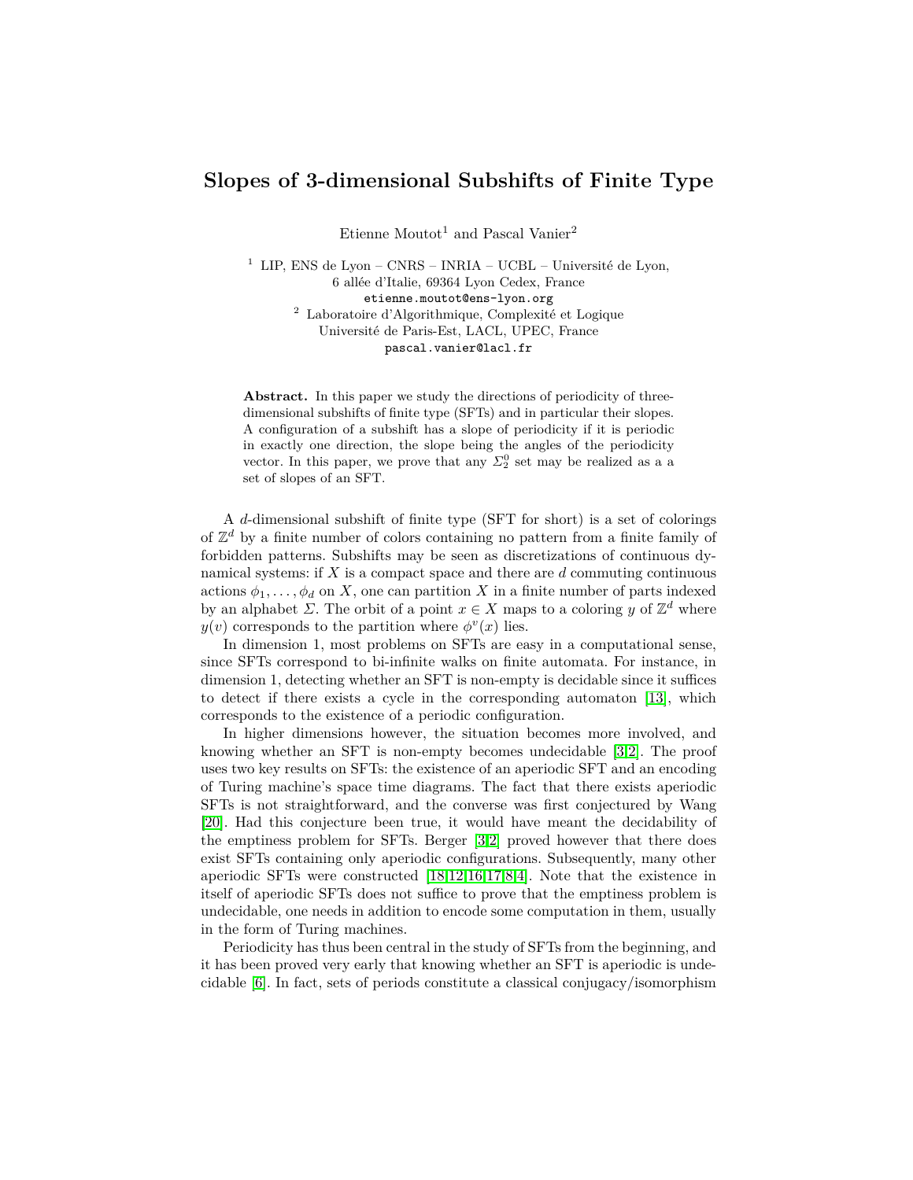# Slopes of 3-dimensional Subshifts of Finite Type

Etienne Moutot[1] and Pascal Vanier[2]

[1] LIP, ENS de Lyon – CNRS – INRIA – UCBL – Université de Lyon, 6 allée d'Italie, 69364 Lyon Cedex, France
etienne.moutot@ens-lyon.org

[2] Laboratoire d'Algorithmique, Complexité et Logique Université de Paris-Est, LACL, UPEC, France
pascal.vanier@lacl.fr

**Abstract.** In this paper we study the directions of periodicity of three-dimensional subshifts of finite type (SFTs) and in particular their slopes. A configuration of a subshift has a slope of periodicity if it is periodic in exactly one direction, the slope being the angles of the periodicity vector. In this paper, we prove that any $\Sigma_2^0$ set may be realized as a a set of slopes of an SFT.

A $d$-dimensional subshift of finite type (SFT for short) is a set of colorings of $\mathbb{Z}^d$ by a finite number of colors containing no pattern from a finite family of forbidden patterns. Subshifts may be seen as discretizations of continuous dynamical systems: if $X$ is a compact space and there are $d$ commuting continuous actions $\phi_1, \ldots, \phi_d$ on $X$, one can partition $X$ in a finite number of parts indexed by an alphabet $\Sigma$. The orbit of a point $x \in X$ maps to a coloring $y$ of $\mathbb{Z}^d$ where $y(v)$ corresponds to the partition where $\phi^v(x)$ lies.

In dimension 1, most problems on SFTs are easy in a computational sense, since SFTs correspond to bi-infinite walks on finite automata. For instance, in dimension 1, detecting whether an SFT is non-empty is decidable since it suffices to detect if there exists a cycle in the corresponding automaton [13], which corresponds to the existence of a periodic configuration.

In higher dimensions however, the situation becomes more involved, and knowing whether an SFT is non-empty becomes undecidable [3,2]. The proof uses two key results on SFTs: the existence of an aperiodic SFT and an encoding of Turing machine's space time diagrams. The fact that there exists aperiodic SFTs is not straightforward, and the converse was first conjectured by Wang [20]. Had this conjecture been true, it would have meant the decidability of the emptiness problem for SFTs. Berger [3,2] proved however that there does exist SFTs containing only aperiodic configurations. Subsequently, many other aperiodic SFTs were constructed [18,12,16,17,8,4]. Note that the existence in itself of aperiodic SFTs does not suffice to prove that the emptiness problem is undecidable, one needs in addition to encode some computation in them, usually in the form of Turing machines.

Periodicity has thus been central in the study of SFTs from the beginning, and it has been proved very early that knowing whether an SFT is aperiodic is undecidable [6]. In fact, sets of periods constitute a classical conjugacy/isomorphism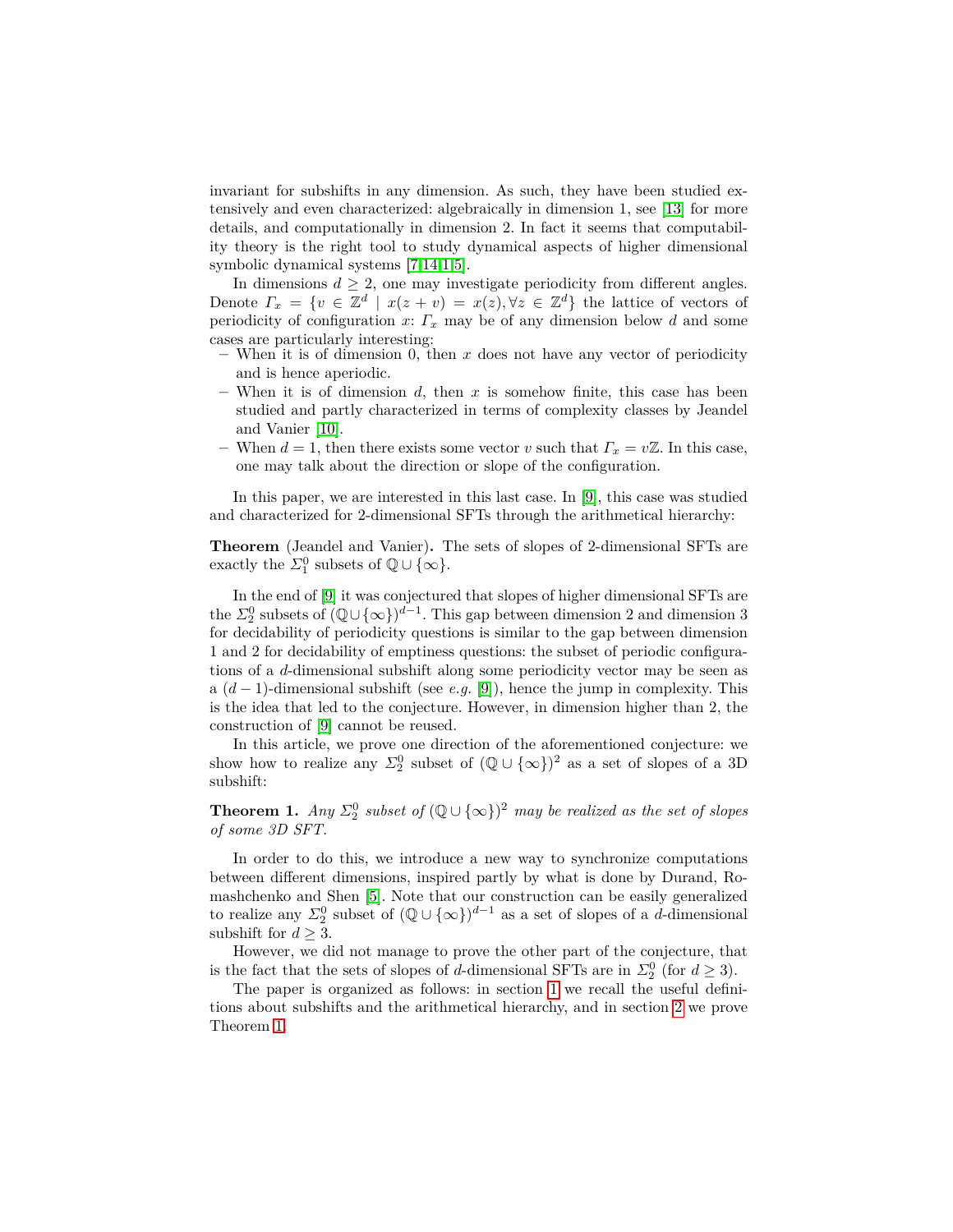invariant for subshifts in any dimension. As such, they have been studied extensively and even characterized: algebraically in dimension 1, see [13] for more details, and computationally in dimension 2. In fact it seems that computability theory is the right tool to study dynamical aspects of higher dimensional symbolic dynamical systems [7,14,1,5].

In dimensions $d \geq 2$, one may investigate periodicity from different angles. Denote $\Gamma_x = \{v \in \mathbb{Z}^d \mid x(z+v) = x(z), \forall z \in \mathbb{Z}^d\}$ the lattice of vectors of periodicity of configuration $x$: $\Gamma_x$ may be of any dimension below $d$ and some cases are particularly interesting:

- When it is of dimension 0, then $x$ does not have any vector of periodicity and is hence aperiodic.
- When it is of dimension $d$, then $x$ is somehow finite, this case has been studied and partly characterized in terms of complexity classes by Jeandel and Vanier [10].
- When $d = 1$, then there exists some vector $v$ such that $\Gamma_x = v\mathbb{Z}$. In this case, one may talk about the direction or slope of the configuration.

In this paper, we are interested in this last case. In [9], this case was studied and characterized for 2-dimensional SFTs through the arithmetical hierarchy:

**Theorem** (Jeandel and Vanier)**.** The sets of slopes of 2-dimensional SFTs are exactly the $\Sigma_1^0$ subsets of $\mathbb{Q} \cup \{\infty\}$.

In the end of [9] it was conjectured that slopes of higher dimensional SFTs are the $\Sigma_2^0$ subsets of $(\mathbb{Q} \cup \{\infty\})^{d-1}$. This gap between dimension 2 and dimension 3 for decidability of periodicity questions is similar to the gap between dimension 1 and 2 for decidability of emptiness questions: the subset of periodic configurations of a $d$-dimensional subshift along some periodicity vector may be seen as a $(d-1)$-dimensional subshift (see *e.g.* [9]), hence the jump in complexity. This is the idea that led to the conjecture. However, in dimension higher than 2, the construction of [9] cannot be reused.

In this article, we prove one direction of the aforementioned conjecture: we show how to realize any $\Sigma_2^0$ subset of $(\mathbb{Q} \cup \{\infty\})^2$ as a set of slopes of a 3D subshift:

**Theorem 1.** *Any $\Sigma_2^0$ subset of $(\mathbb{Q} \cup \{\infty\})^2$ may be realized as the set of slopes of some 3D SFT.*

In order to do this, we introduce a new way to synchronize computations between different dimensions, inspired partly by what is done by Durand, Romashchenko and Shen [5]. Note that our construction can be easily generalized to realize any $\Sigma_2^0$ subset of $(\mathbb{Q} \cup \{\infty\})^{d-1}$ as a set of slopes of a $d$-dimensional subshift for $d \geq 3$.

However, we did not manage to prove the other part of the conjecture, that is the fact that the sets of slopes of $d$-dimensional SFTs are in $\Sigma_2^0$ (for $d \geq 3$).

The paper is organized as follows: in section 1 we recall the useful definitions about subshifts and the arithmetical hierarchy, and in section 2 we prove Theorem 1.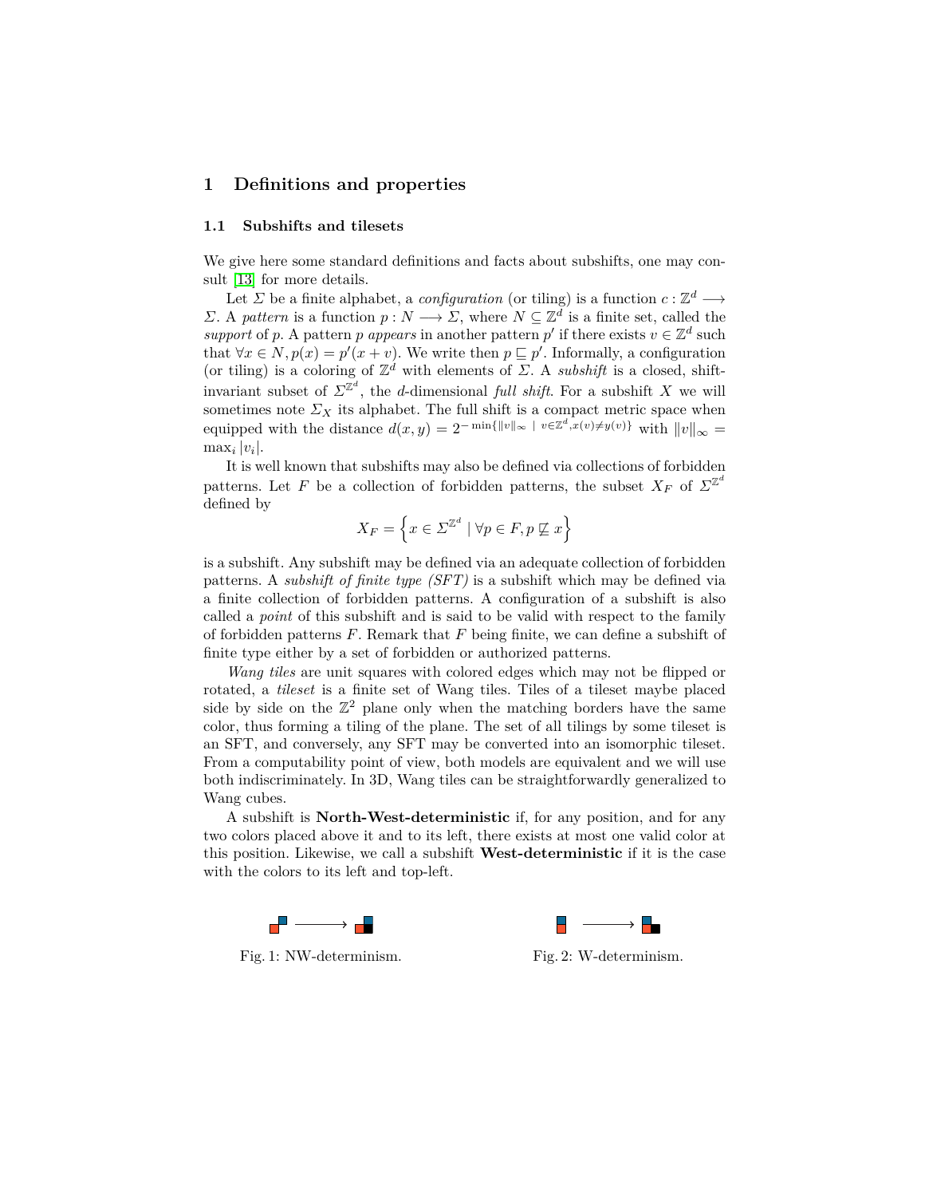# 1 Definitions and properties

## 1.1 Subshifts and tilesets

We give here some standard definitions and facts about subshifts, one may consult [13] for more details.

Let $\Sigma$ be a finite alphabet, a *configuration* (or tiling) is a function $c : \mathbb{Z}^d \longrightarrow \Sigma$. A *pattern* is a function $p : N \longrightarrow \Sigma$, where $N \subseteq \mathbb{Z}^d$ is a finite set, called the *support* of $p$. A pattern $p$ *appears* in another pattern $p'$ if there exists $v \in \mathbb{Z}^d$ such that $\forall x \in N, p(x) = p'(x + v)$. We write then $p \sqsubseteq p'$. Informally, a configuration (or tiling) is a coloring of $\mathbb{Z}^d$ with elements of $\Sigma$. A *subshift* is a closed, shift-invariant subset of $\Sigma^{\mathbb{Z}^d}$, the $d$-dimensional *full shift*. For a subshift $X$ we will sometimes note $\Sigma_X$ its alphabet. The full shift is a compact metric space when equipped with the distance $d(x, y) = 2^{-\min\{\|v\|_\infty \ | \ v \in \mathbb{Z}^d, x(v) \neq y(v)\}}$ with $\|v\|_\infty = \max_i |v_i|$.

It is well known that subshifts may also be defined via collections of forbidden patterns. Let $F$ be a collection of forbidden patterns, the subset $X_F$ of $\Sigma^{\mathbb{Z}^d}$ defined by

$$X_F = \left\{ x \in \Sigma^{\mathbb{Z}^d} \mid \forall p \in F, p \not\sqsubseteq x \right\}$$

is a subshift. Any subshift may be defined via an adequate collection of forbidden patterns. A *subshift of finite type (SFT)* is a subshift which may be defined via a finite collection of forbidden patterns. A configuration of a subshift is also called a *point* of this subshift and is said to be valid with respect to the family of forbidden patterns $F$. Remark that $F$ being finite, we can define a subshift of finite type either by a set of forbidden or authorized patterns.

*Wang tiles* are unit squares with colored edges which may not be flipped or rotated, a *tileset* is a finite set of Wang tiles. Tiles of a tileset maybe placed side by side on the $\mathbb{Z}^2$ plane only when the matching borders have the same color, thus forming a tiling of the plane. The set of all tilings by some tileset is an SFT, and conversely, any SFT may be converted into an isomorphic tileset. From a computability point of view, both models are equivalent and we will use both indiscriminately. In 3D, Wang tiles can be straightforwardly generalized to Wang cubes.

A subshift is **North-West-deterministic** if, for any position, and for any two colors placed above it and to its left, there exists at most one valid color at this position. Likewise, we call a subshift **West-deterministic** if it is the case with the colors to its left and top-left.

Fig. 1: NW-determinism.

Fig. 2: W-determinism.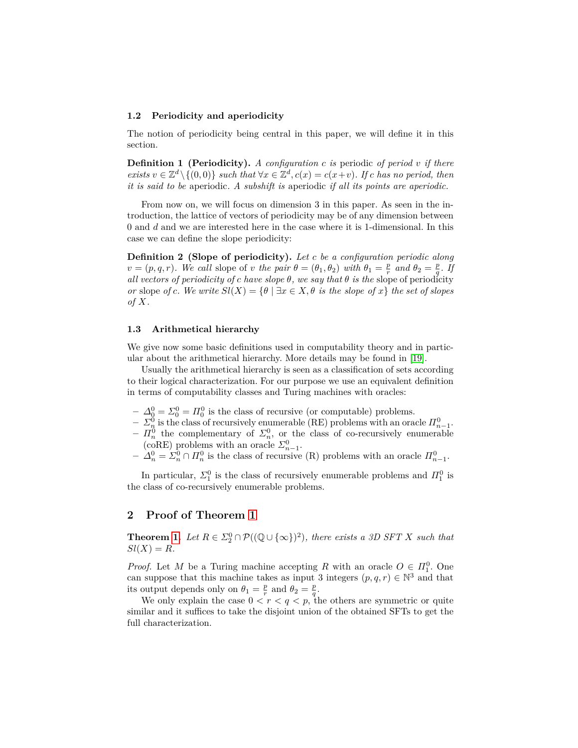### 1.2 Periodicity and aperiodicity

The notion of periodicity being central in this paper, we will define it in this section.

**Definition 1 (Periodicity).** *A configuration $c$ is* periodic *of period $v$ if there exists $v \in \mathbb{Z}^d \setminus \{(0,0)\}$ such that $\forall x \in \mathbb{Z}^d, c(x) = c(x+v)$. If $c$ has no period, then it is said to be* aperiodic. *A subshift is* aperiodic *if all its points are aperiodic.*

From now on, we will focus on dimension 3 in this paper. As seen in the introduction, the lattice of vectors of periodicity may be of any dimension between 0 and $d$ and we are interested here in the case where it is 1-dimensional. In this case we can define the slope periodicity:

**Definition 2 (Slope of periodicity).** *Let $c$ be a configuration periodic along $v = (p,q,r)$. We call* slope *of $v$ the pair $\theta = (\theta_1, \theta_2)$ with $\theta_1 = \frac{p}{r}$ and $\theta_2 = \frac{p}{q}$. If all vectors of periodicity of $c$ have slope $\theta$, we say that $\theta$ is the* slope of periodicity *or* slope *of $c$. We write $Sl(X) = \{\theta \mid \exists x \in X, \theta$ is the slope of $x\}$ the set of slopes of $X$.*

### 1.3 Arithmetical hierarchy

We give now some basic definitions used in computability theory and in particular about the arithmetical hierarchy. More details may be found in [19].

Usually the arithmetical hierarchy is seen as a classification of sets according to their logical characterization. For our purpose we use an equivalent definition in terms of computability classes and Turing machines with oracles:

- $\Delta_0^0 = \Sigma_0^0 = \Pi_0^0$ is the class of recursive (or computable) problems.
- $\Sigma_n^0$ is the class of recursively enumerable (RE) problems with an oracle $\Pi_{n-1}^0$.
- $\Pi_n^0$ the complementary of $\Sigma_n^0$, or the class of co-recursively enumerable (coRE) problems with an oracle $\Sigma_{n-1}^0$.
- $\Delta_n^0 = \Sigma_n^0 \cap \Pi_n^0$ is the class of recursive (R) problems with an oracle $\Pi_{n-1}^0$.

In particular, $\Sigma_1^0$ is the class of recursively enumerable problems and $\Pi_1^0$ is the class of co-recursively enumerable problems.

## 2 Proof of Theorem 1

**Theorem 1.** *Let $R \in \Sigma_2^0 \cap \mathcal{P}((\mathbb{Q} \cup \{\infty\})^2)$, there exists a 3D SFT $X$ such that $Sl(X) = R$.*

*Proof.* Let $M$ be a Turing machine accepting $R$ with an oracle $O \in \Pi_1^0$. One can suppose that this machine takes as input 3 integers $(p,q,r) \in \mathbb{N}^3$ and that its output depends only on $\theta_1 = \frac{p}{r}$ and $\theta_2 = \frac{p}{q}$.

We only explain the case $0 < r < q < p$, the others are symmetric or quite similar and it suffices to take the disjoint union of the obtained SFTs to get the full characterization.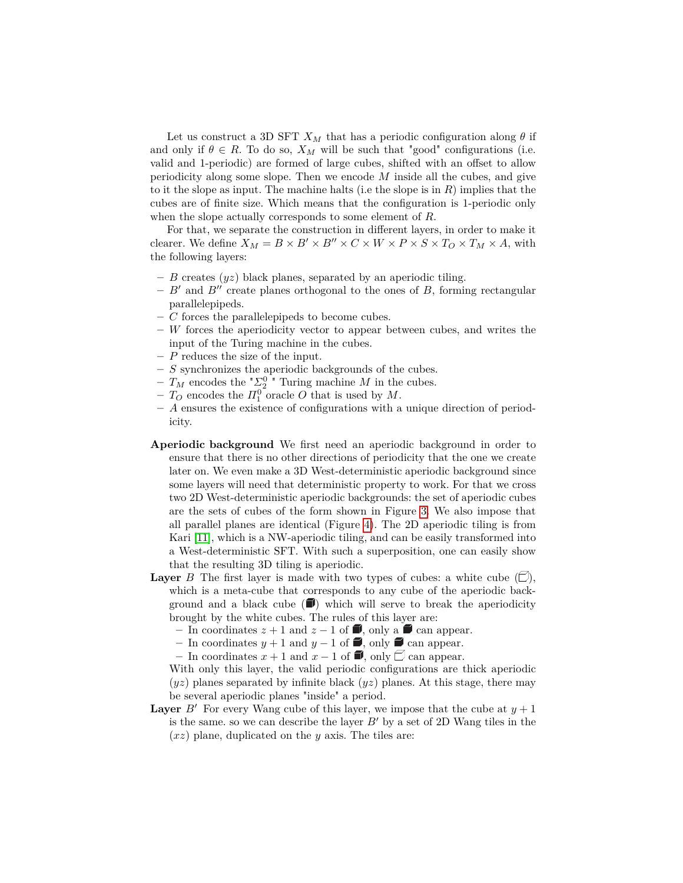Let us construct a 3D SFT $X_M$ that has a periodic configuration along $\theta$ if and only if $\theta \in R$. To do so, $X_M$ will be such that "good" configurations (i.e. valid and 1-periodic) are formed of large cubes, shifted with an offset to allow periodicity along some slope. Then we encode $M$ inside all the cubes, and give to it the slope as input. The machine halts (i.e the slope is in $R$) implies that the cubes are of finite size. Which means that the configuration is 1-periodic only when the slope actually corresponds to some element of $R$.

For that, we separate the construction in different layers, in order to make it clearer. We define $X_M = B \times B' \times B'' \times C \times W \times P \times S \times T_O \times T_M \times A$, with the following layers:

- $B$ creates $(yz)$ black planes, separated by an aperiodic tiling.
- $B'$ and $B''$ create planes orthogonal to the ones of $B$, forming rectangular parallelepipeds.
- $C$ forces the parallelepipeds to become cubes.
- $W$ forces the aperiodicity vector to appear between cubes, and writes the input of the Turing machine in the cubes.
- $P$ reduces the size of the input.
- $S$ synchronizes the aperiodic backgrounds of the cubes.
- $T_M$ encodes the "$\Sigma_2^0$" Turing machine $M$ in the cubes.
- $T_O$ encodes the $\Pi_1^0$ oracle $O$ that is used by $M$.
- $A$ ensures the existence of configurations with a unique direction of periodicity.

**Aperiodic background** We first need an aperiodic background in order to ensure that there is no other directions of periodicity that the one we create later on. We even make a 3D West-deterministic aperiodic background since some layers will need that deterministic property to work. For that we cross two 2D West-deterministic aperiodic backgrounds: the set of aperiodic cubes are the sets of cubes of the form shown in Figure 3. We also impose that all parallel planes are identical (Figure 4). The 2D aperiodic tiling is from Kari [11], which is a NW-aperiodic tiling, and can be easily transformed into a West-deterministic SFT. With such a superposition, one can easily show that the resulting 3D tiling is aperiodic.

**Layer $B$** The first layer is made with two types of cubes: a white cube (□), which is a meta-cube that corresponds to any cube of the aperiodic background and a black cube (■) which will serve to break the aperiodicity brought by the white cubes. The rules of this layer are:

- In coordinates $z+1$ and $z-1$ of ■, only a ■ can appear.
- In coordinates $y+1$ and $y-1$ of ■, only ■ can appear.
- In coordinates $x+1$ and $x-1$ of ■, only □ can appear.

With only this layer, the valid periodic configurations are thick aperiodic $(yz)$ planes separated by infinite black $(yz)$ planes. At this stage, there may be several aperiodic planes "inside" a period.

**Layer $B'$** For every Wang cube of this layer, we impose that the cube at $y+1$ is the same. so we can describe the layer $B'$ by a set of 2D Wang tiles in the $(xz)$ plane, duplicated on the $y$ axis. The tiles are: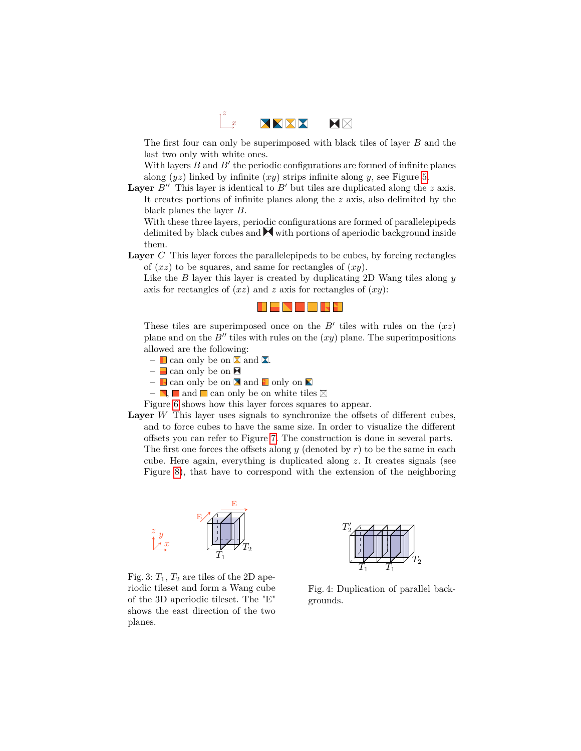The first four can only be superimposed with black tiles of layer $B$ and the last two only with white ones.

With layers $B$ and $B'$ the periodic configurations are formed of infinite planes along $(yz)$ linked by infinite $(xy)$ strips infinite along $y$, see Figure 5.

**Layer** $B''$ This layer is identical to $B'$ but tiles are duplicated along the $z$ axis. It creates portions of infinite planes along the $z$ axis, also delimited by the black planes the layer $B$.

With these three layers, periodic configurations are formed of parallelepipeds delimited by black cubes and with portions of aperiodic background inside them.

**Layer** $C$ This layer forces the parallelepipeds to be cubes, by forcing rectangles of $(xz)$ to be squares, and same for rectangles of $(xy)$.

Like the $B$ layer this layer is created by duplicating 2D Wang tiles along $y$ axis for rectangles of $(xz)$ and $z$ axis for rectangles of $(xy)$:

These tiles are superimposed once on the $B'$ tiles with rules on the $(xz)$ plane and on the $B''$ tiles with rules on the $(xy)$ plane. The superimpositions allowed are the following:

- can only be on and .
- can only be on
- can only be on and only on
- , and can only be on white tiles

Figure 6 shows how this layer forces squares to appear.

**Layer** $W$ This layer uses signals to synchronize the offsets of different cubes, and to force cubes to have the same size. In order to visualize the different offsets you can refer to Figure 7. The construction is done in several parts. The first one forces the offsets along $y$ (denoted by $r$) to be the same in each cube. Here again, everything is duplicated along $z$. It creates signals (see Figure 8), that have to correspond with the extension of the neighboring

Fig. 3: $T_1$, $T_2$ are tiles of the 2D aperiodic tileset and form a Wang cube of the 3D aperiodic tileset. The "E" shows the east direction of the two planes.

Fig. 4: Duplication of parallel backgrounds.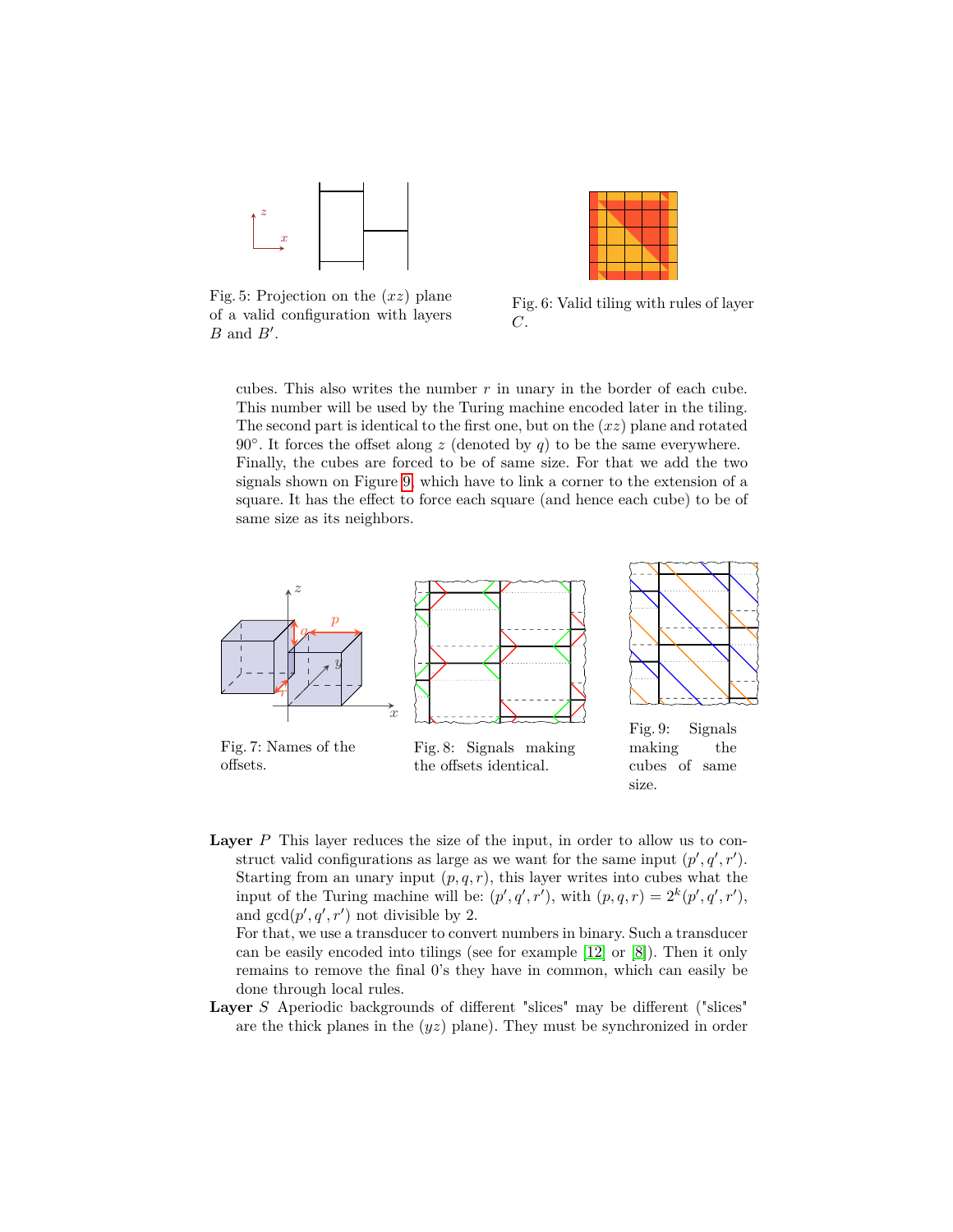Fig. 5: Projection on the $(xz)$ plane of a valid configuration with layers $B$ and $B'$.

Fig. 6: Valid tiling with rules of layer $C$.

cubes. This also writes the number $r$ in unary in the border of each cube. This number will be used by the Turing machine encoded later in the tiling. The second part is identical to the first one, but on the $(xz)$ plane and rotated 90°. It forces the offset along $z$ (denoted by $q$) to be the same everywhere. Finally, the cubes are forced to be of same size. For that we add the two signals shown on Figure 9, which have to link a corner to the extension of a square. It has the effect to force each square (and hence each cube) to be of same size as its neighbors.

Fig. 7: Names of the offsets.

Fig. 8: Signals making the offsets identical.

Fig. 9: Signals making the cubes of same size.

**Layer** $P$ This layer reduces the size of the input, in order to allow us to construct valid configurations as large as we want for the same input $(p', q', r')$. Starting from an unary input $(p, q, r)$, this layer writes into cubes what the input of the Turing machine will be: $(p', q', r')$, with $(p, q, r) = 2^k(p', q', r')$, and $\gcd(p', q', r')$ not divisible by 2.
For that, we use a transducer to convert numbers in binary. Such a transducer can be easily encoded into tilings (see for example [12] or [8]). Then it only remains to remove the final 0's they have in common, which can easily be done through local rules.

**Layer** $S$ Aperiodic backgrounds of different "slices" may be different ("slices" are the thick planes in the $(yz)$ plane). They must be synchronized in order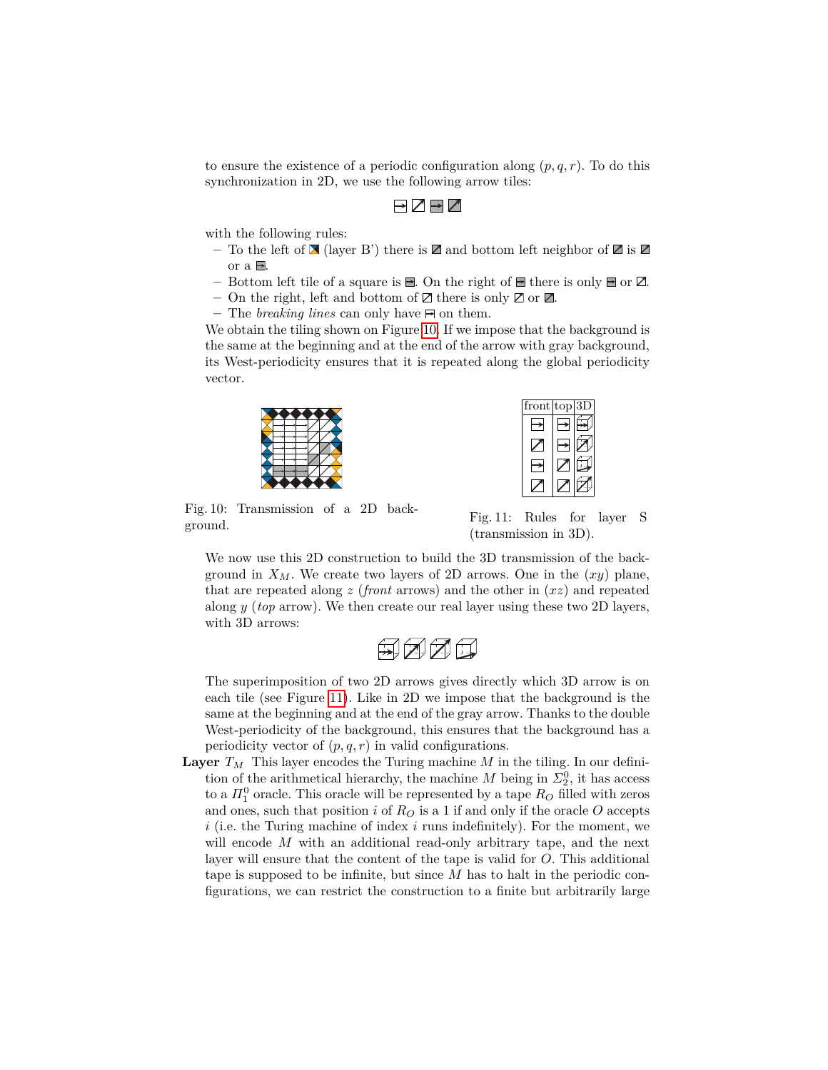to ensure the existence of a periodic configuration along $(p, q, r)$. To do this synchronization in 2D, we use the following arrow tiles:

with the following rules:

- To the left of (layer B') there is and bottom left neighbor of is or a .
- Bottom left tile of a square is . On the right of there is only or .
- On the right, left and bottom of there is only or .
- The *breaking lines* can only have on them.

We obtain the tiling shown on Figure 10. If we impose that the background is the same at the beginning and at the end of the arrow with gray background, its West-periodicity ensures that it is repeated along the global periodicity vector.

Fig. 10: Transmission of a 2D background.

| front | top | 3D |
|---|---|---|
| | | |
| | | |
| | | |
| | | |

Fig. 11: Rules for layer S (transmission in 3D).

We now use this 2D construction to build the 3D transmission of the background in $X_M$. We create two layers of 2D arrows. One in the $(xy)$ plane, that are repeated along $z$ (*front* arrows) and the other in $(xz)$ and repeated along $y$ (*top* arrow). We then create our real layer using these two 2D layers, with 3D arrows:

The superimposition of two 2D arrows gives directly which 3D arrow is on each tile (see Figure 11). Like in 2D we impose that the background is the same at the beginning and at the end of the gray arrow. Thanks to the double West-periodicity of the background, this ensures that the background has a periodicity vector of $(p, q, r)$ in valid configurations.

**Layer $T_M$** This layer encodes the Turing machine $M$ in the tiling. In our definition of the arithmetical hierarchy, the machine $M$ being in $\Sigma_2^0$, it has access to a $\Pi_1^0$ oracle. This oracle will be represented by a tape $R_O$ filled with zeros and ones, such that position $i$ of $R_O$ is a 1 if and only if the oracle $O$ accepts $i$ (i.e. the Turing machine of index $i$ runs indefinitely). For the moment, we will encode $M$ with an additional read-only arbitrary tape, and the next layer will ensure that the content of the tape is valid for $O$. This additional tape is supposed to be infinite, but since $M$ has to halt in the periodic configurations, we can restrict the construction to a finite but arbitrarily large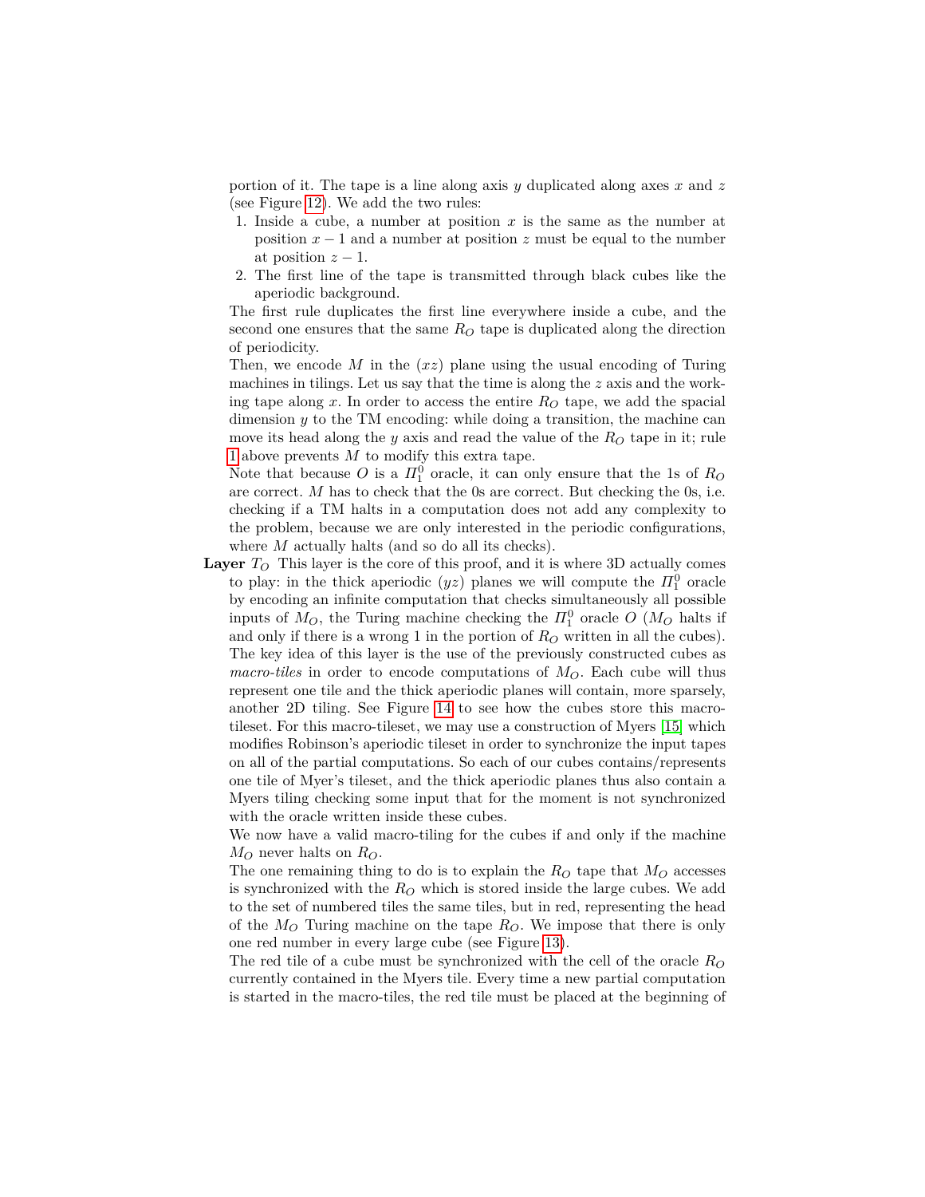portion of it. The tape is a line along axis $y$ duplicated along axes $x$ and $z$ (see Figure 12). We add the two rules:

1. Inside a cube, a number at position $x$ is the same as the number at position $x-1$ and a number at position $z$ must be equal to the number at position $z-1$.
2. The first line of the tape is transmitted through black cubes like the aperiodic background.

The first rule duplicates the first line everywhere inside a cube, and the second one ensures that the same $R_O$ tape is duplicated along the direction of periodicity.

Then, we encode $M$ in the $(xz)$ plane using the usual encoding of Turing machines in tilings. Let us say that the time is along the $z$ axis and the working tape along $x$. In order to access the entire $R_O$ tape, we add the spacial dimension $y$ to the TM encoding: while doing a transition, the machine can move its head along the $y$ axis and read the value of the $R_O$ tape in it; rule 1 above prevents $M$ to modify this extra tape.

Note that because $O$ is a $\Pi_1^0$ oracle, it can only ensure that the 1s of $R_O$ are correct. $M$ has to check that the 0s are correct. But checking the 0s, i.e. checking if a TM halts in a computation does not add any complexity to the problem, because we are only interested in the periodic configurations, where $M$ actually halts (and so do all its checks).

**Layer** $T_O$ This layer is the core of this proof, and it is where 3D actually comes to play: in the thick aperiodic $(yz)$ planes we will compute the $\Pi_1^0$ oracle by encoding an infinite computation that checks simultaneously all possible inputs of $M_O$, the Turing machine checking the $\Pi_1^0$ oracle $O$ ($M_O$ halts if and only if there is a wrong 1 in the portion of $R_O$ written in all the cubes). The key idea of this layer is the use of the previously constructed cubes as *macro-tiles* in order to encode computations of $M_O$. Each cube will thus represent one tile and the thick aperiodic planes will contain, more sparsely, another 2D tiling. See Figure 14 to see how the cubes store this macro-tileset. For this macro-tileset, we may use a construction of Myers [15] which modifies Robinson's aperiodic tileset in order to synchronize the input tapes on all of the partial computations. So each of our cubes contains/represents one tile of Myer's tileset, and the thick aperiodic planes thus also contain a Myers tiling checking some input that for the moment is not synchronized with the oracle written inside these cubes.

We now have a valid macro-tiling for the cubes if and only if the machine $M_O$ never halts on $R_O$.

The one remaining thing to do is to explain the $R_O$ tape that $M_O$ accesses is synchronized with the $R_O$ which is stored inside the large cubes. We add to the set of numbered tiles the same tiles, but in red, representing the head of the $M_O$ Turing machine on the tape $R_O$. We impose that there is only one red number in every large cube (see Figure 13).

The red tile of a cube must be synchronized with the cell of the oracle $R_O$ currently contained in the Myers tile. Every time a new partial computation is started in the macro-tiles, the red tile must be placed at the beginning of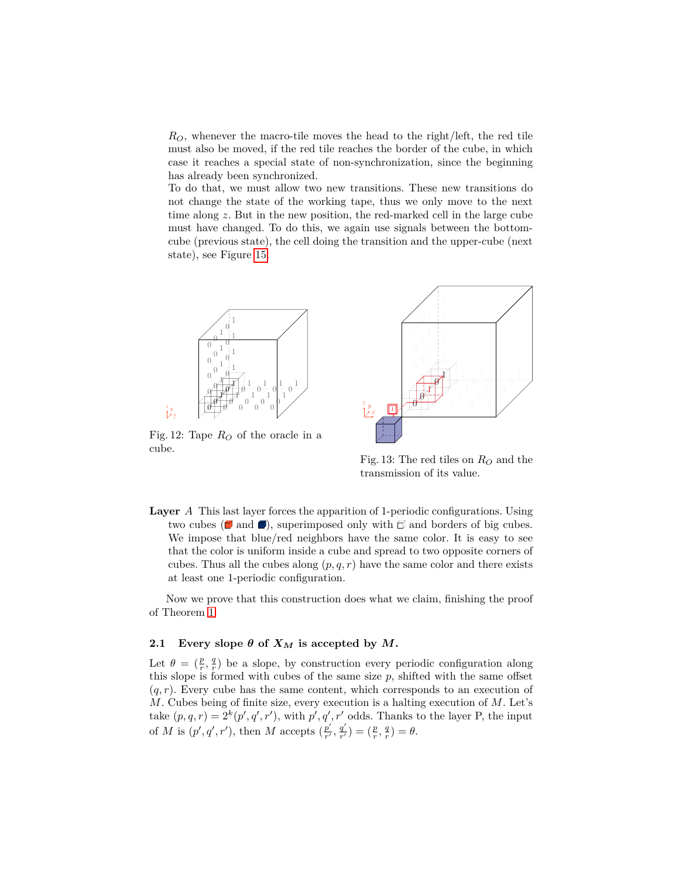$R_O$, whenever the macro-tile moves the head to the right/left, the red tile must also be moved, if the red tile reaches the border of the cube, in which case it reaches a special state of non-synchronization, since the beginning has already been synchronized.

To do that, we must allow two new transitions. These new transitions do not change the state of the working tape, thus we only move to the next time along $z$. But in the new position, the red-marked cell in the large cube must have changed. To do this, we again use signals between the bottom-cube (previous state), the cell doing the transition and the upper-cube (next state), see Figure 15.

Fig. 12: Tape $R_O$ of the oracle in a cube.

Fig. 13: The red tiles on $R_O$ and the transmission of its value.

**Layer** *A* This last layer forces the apparition of 1-periodic configurations. Using two cubes (■ and ■), superimposed only with □ and borders of big cubes. We impose that blue/red neighbors have the same color. It is easy to see that the color is uniform inside a cube and spread to two opposite corners of cubes. Thus all the cubes along $(p, q, r)$ have the same color and there exists at least one 1-periodic configuration.

Now we prove that this construction does what we claim, finishing the proof of Theorem 1.

### 2.1 Every slope $\theta$ of $X_M$ is accepted by $M$.

Let $\theta = (\frac{p}{r}, \frac{q}{r})$ be a slope, by construction every periodic configuration along this slope is formed with cubes of the same size $p$, shifted with the same offset $(q, r)$. Every cube has the same content, which corresponds to an execution of $M$. Cubes being of finite size, every execution is a halting execution of $M$. Let's take $(p, q, r) = 2^k(p', q', r')$, with $p', q', r'$ odds. Thanks to the layer P, the input of $M$ is $(p', q', r')$, then $M$ accepts $(\frac{p'}{r'}, \frac{q'}{r'}) = (\frac{p}{r}, \frac{q}{r}) = \theta$.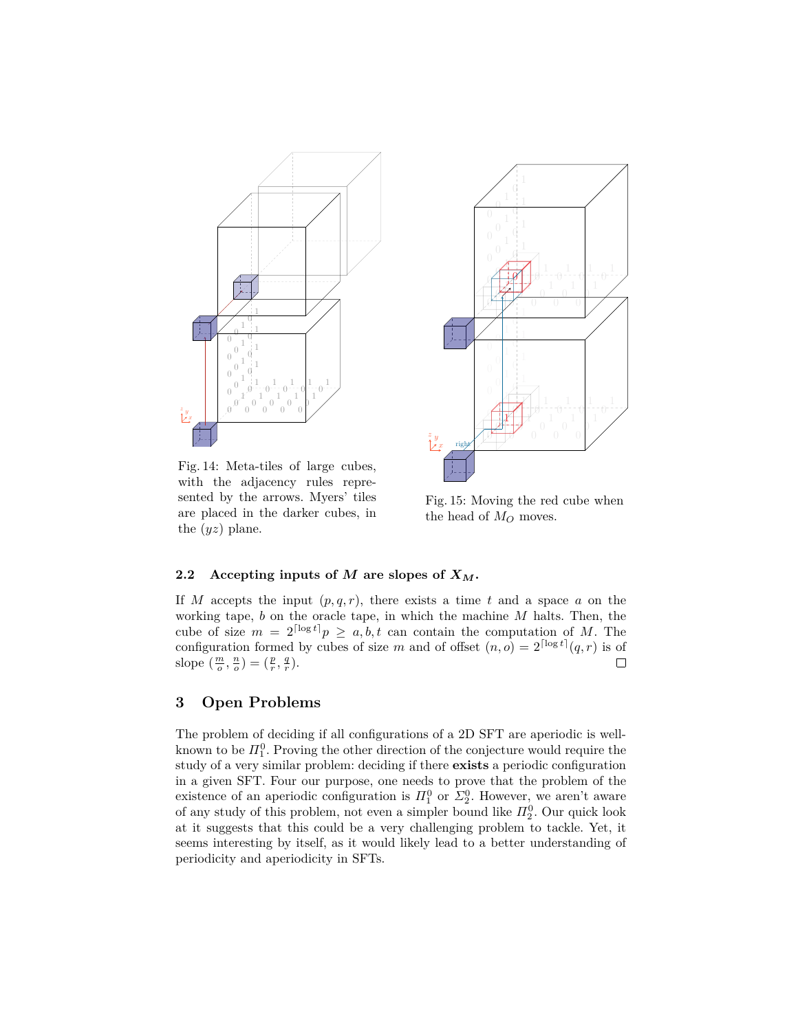Fig. 14: Meta-tiles of large cubes, with the adjacency rules represented by the arrows. Myers' tiles are placed in the darker cubes, in the $(yz)$ plane.

Fig. 15: Moving the red cube when the head of $M_O$ moves.

### 2.2 Accepting inputs of $M$ are slopes of $X_M$.

If $M$ accepts the input $(p, q, r)$, there exists a time $t$ and a space $a$ on the working tape, $b$ on the oracle tape, in which the machine $M$ halts. Then, the cube of size $m = 2^{\lceil \log t \rceil} p \geq a, b, t$ can contain the computation of $M$. The configuration formed by cubes of size $m$ and of offset $(n, o) = 2^{\lceil \log t \rceil}(q, r)$ is of slope $(\frac{m}{o}, \frac{n}{o}) = (\frac{p}{r}, \frac{q}{r})$. □

## 3 Open Problems

The problem of deciding if all configurations of a 2D SFT are aperiodic is well-known to be $\Pi_1^0$. Proving the other direction of the conjecture would require the study of a very similar problem: deciding if there **exists** a periodic configuration in a given SFT. Four our purpose, one needs to prove that the problem of the existence of an aperiodic configuration is $\Pi_1^0$ or $\Sigma_2^0$. However, we aren't aware of any study of this problem, not even a simpler bound like $\Pi_2^0$. Our quick look at it suggests that this could be a very challenging problem to tackle. Yet, it seems interesting by itself, as it would likely lead to a better understanding of periodicity and aperiodicity in SFTs.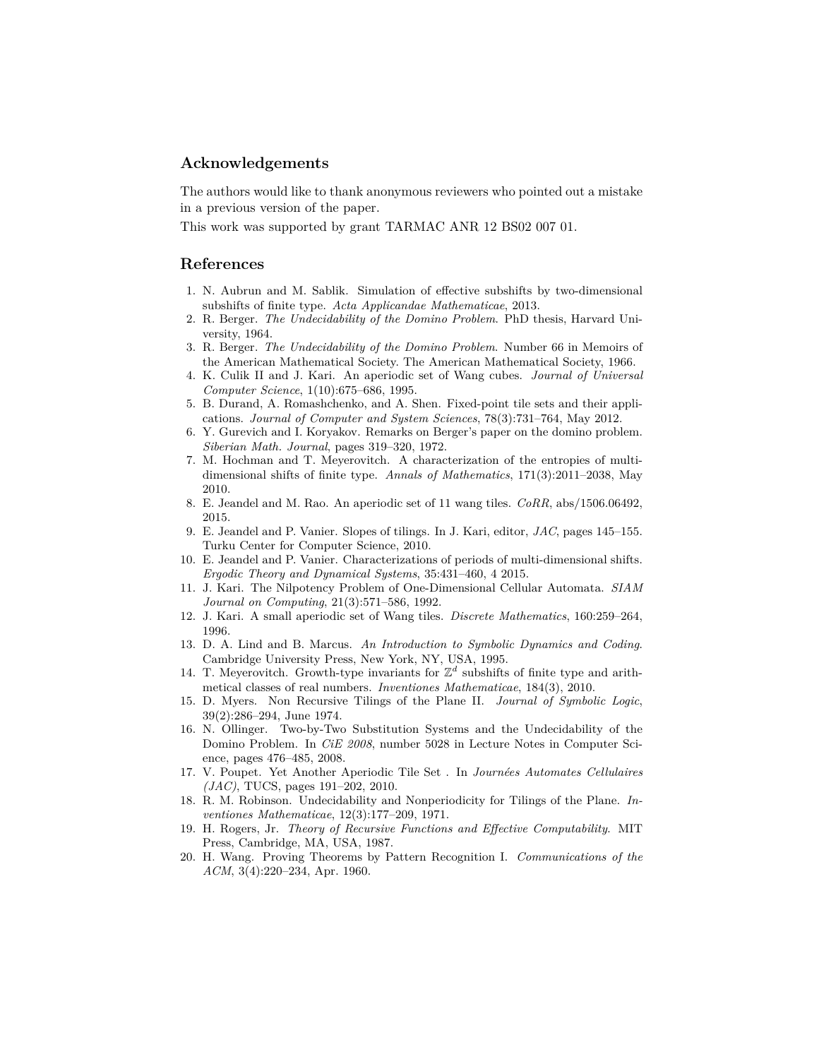## Acknowledgements

The authors would like to thank anonymous reviewers who pointed out a mistake in a previous version of the paper.

This work was supported by grant TARMAC ANR 12 BS02 007 01.

## References

1. N. Aubrun and M. Sablik. Simulation of effective subshifts by two-dimensional subshifts of finite type. *Acta Applicandae Mathematicae*, 2013.
2. R. Berger. *The Undecidability of the Domino Problem*. PhD thesis, Harvard University, 1964.
3. R. Berger. *The Undecidability of the Domino Problem*. Number 66 in Memoirs of the American Mathematical Society. The American Mathematical Society, 1966.
4. K. Culik II and J. Kari. An aperiodic set of Wang cubes. *Journal of Universal Computer Science*, 1(10):675–686, 1995.
5. B. Durand, A. Romashchenko, and A. Shen. Fixed-point tile sets and their applications. *Journal of Computer and System Sciences*, 78(3):731–764, May 2012.
6. Y. Gurevich and I. Koryakov. Remarks on Berger's paper on the domino problem. *Siberian Math. Journal*, pages 319–320, 1972.
7. M. Hochman and T. Meyerovitch. A characterization of the entropies of multidimensional shifts of finite type. *Annals of Mathematics*, 171(3):2011–2038, May 2010.
8. E. Jeandel and M. Rao. An aperiodic set of 11 wang tiles. *CoRR*, abs/1506.06492, 2015.
9. E. Jeandel and P. Vanier. Slopes of tilings. In J. Kari, editor, *JAC*, pages 145–155. Turku Center for Computer Science, 2010.
10. E. Jeandel and P. Vanier. Characterizations of periods of multi-dimensional shifts. *Ergodic Theory and Dynamical Systems*, 35:431–460, 4 2015.
11. J. Kari. The Nilpotency Problem of One-Dimensional Cellular Automata. *SIAM Journal on Computing*, 21(3):571–586, 1992.
12. J. Kari. A small aperiodic set of Wang tiles. *Discrete Mathematics*, 160:259–264, 1996.
13. D. A. Lind and B. Marcus. *An Introduction to Symbolic Dynamics and Coding*. Cambridge University Press, New York, NY, USA, 1995.
14. T. Meyerovitch. Growth-type invariants for $\mathbb{Z}^d$ subshifts of finite type and arithmetical classes of real numbers. *Inventiones Mathematicae*, 184(3), 2010.
15. D. Myers. Non Recursive Tilings of the Plane II. *Journal of Symbolic Logic*, 39(2):286–294, June 1974.
16. N. Ollinger. Two-by-Two Substitution Systems and the Undecidability of the Domino Problem. In *CiE 2008*, number 5028 in Lecture Notes in Computer Science, pages 476–485, 2008.
17. V. Poupet. Yet Another Aperiodic Tile Set . In *Journées Automates Cellulaires (JAC)*, TUCS, pages 191–202, 2010.
18. R. M. Robinson. Undecidability and Nonperiodicity for Tilings of the Plane. *Inventiones Mathematicae*, 12(3):177–209, 1971.
19. H. Rogers, Jr. *Theory of Recursive Functions and Effective Computability*. MIT Press, Cambridge, MA, USA, 1987.
20. H. Wang. Proving Theorems by Pattern Recognition I. *Communications of the ACM*, 3(4):220–234, Apr. 1960.